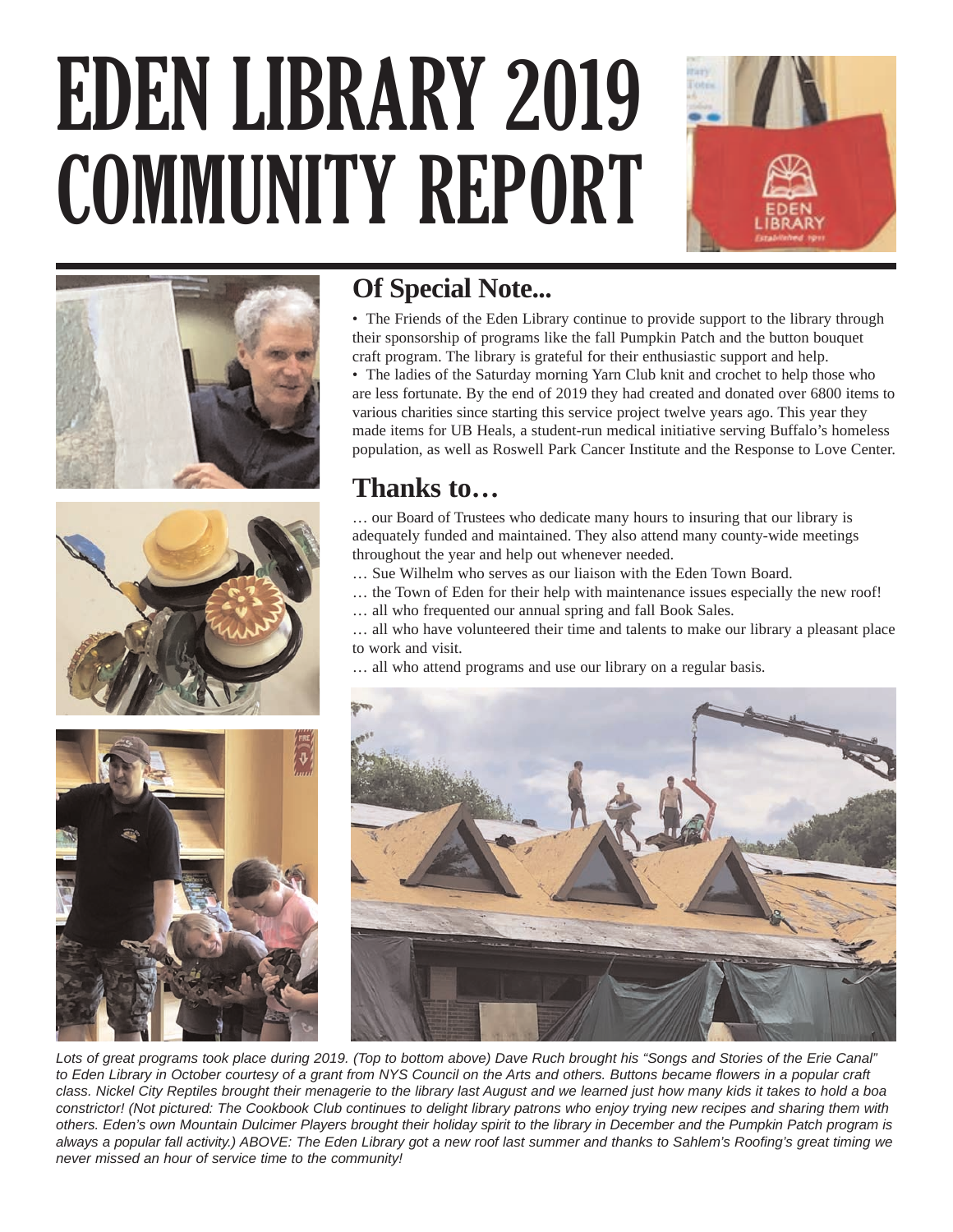# EDEN LIBRARY 2019 COMMUNITY REPORT

## Of Special Note...

• The Friends of the Eden Library continue to provide support to the library through their sponsorship of programs like the fall Pumpkin Patch and the button bouquet craft program. The library is grateful for their enthusiastic support and help.

• The ladies of the Saturday morning Yarn Club knit and crochet to help those who are less fortunate. By the end of 2019 they had created and donated over 6800 items to various charities since starting this service project twelve years ago. This year they made items for UB Heals, a student-run medical initiative serving Buffalo's homeless population, as well as Roswell Park Cancer Institute and the Response to Love Center.

## Thanks to…

… our Board of Trustees who dedicate many hours to insuring that our library is adequately funded and maintained. They also attend many county-wide meetings throughout the year and help out whenever needed.

… Sue Wilhelm who serves as our liaison with the Eden Town Board.

… the Town of Eden for their help with maintenance issues especially the new roof!

… all who frequented our annual spring and fall Book Sales.

… all who have volunteered their time and talents to make our library a pleasant place to work and visit.

… all who attend programs and use our library on a regular basis.

*Lots of great programs took place during 2019. (Top to bottom above) Dave Ruch brought his "Songs and Stories of the Erie Canal" to Eden Library in October courtesy of a grant from NYS Council on the Arts and others. Buttons became flowers in a popular craft class. Nickel City Reptiles brought their menagerie to the library last August and we learned just how many kids it takes to hold a boa constrictor! (Not pictured: The Cookbook Club continues to delight library patrons who enjoy trying new recipes and sharing them with others. Eden's own Mountain Dulcimer Players brought their holiday spirit to the library in December and the Pumpkin Patch program is always a popular fall activity.) ABOVE: The Eden Library got a new roof last summer and thanks to Sahlem's Roofing's great timing we never missed an hour of service time to the community!*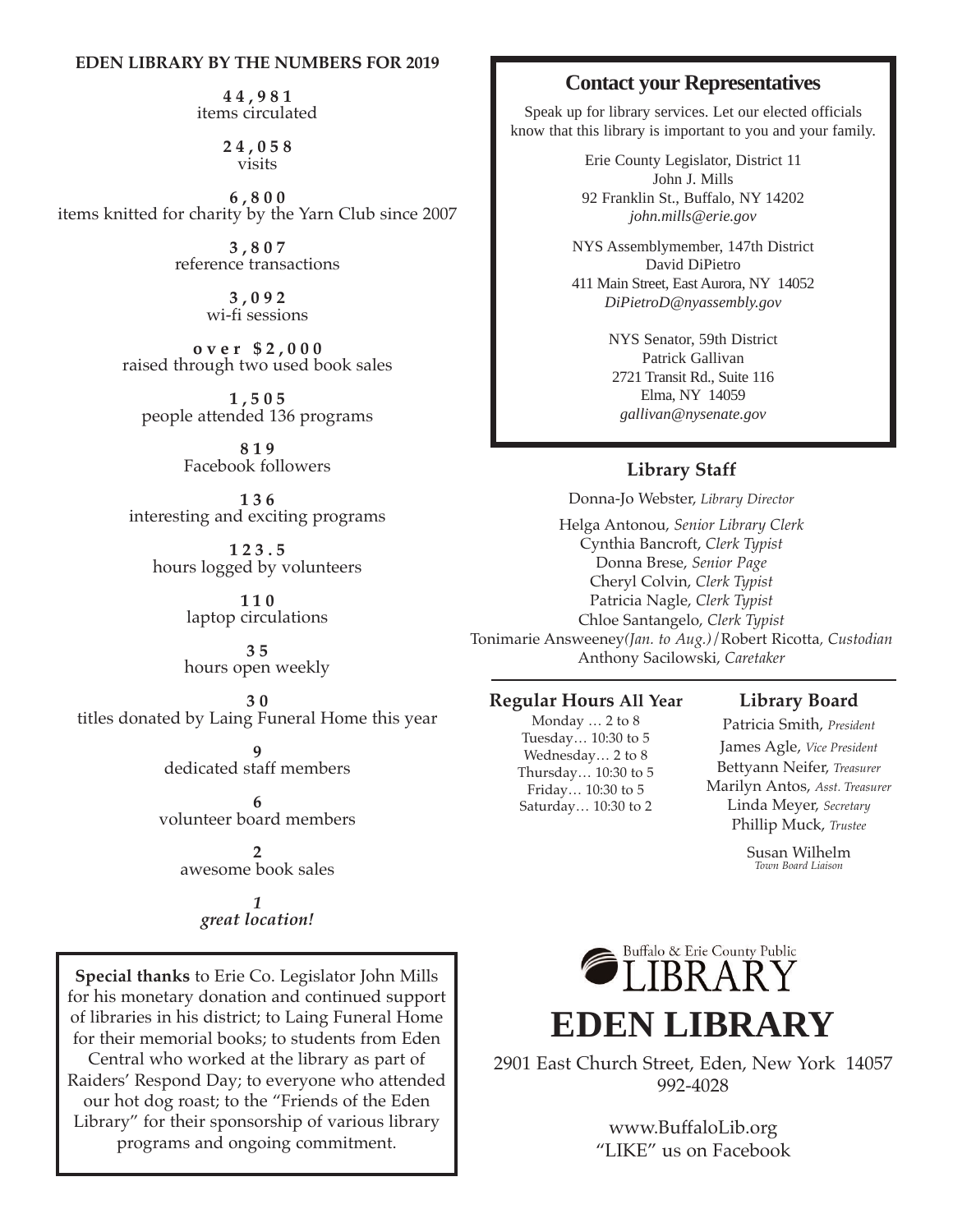**EDEN LIBRARY BY THE NUMBERS FOR 2019**

**44,981**
items circulated

**24,058**
visits

**6,800**
items knitted for charity by the Yarn Club since 2007

**3,807**
reference transactions

**3,092**
wi-fi sessions

**over $2,000**
raised through two used book sales

**1,505**
people attended 136 programs

**819**
Facebook followers

**136**
interesting and exciting programs

**123.5**
hours logged by volunteers

**110**
laptop circulations

**35**
hours open weekly

**30**
titles donated by Laing Funeral Home this year

**9**
dedicated staff members

**6**
volunteer board members

**2**
awesome book sales

***1***
***great location!***

**Special thanks** to Erie Co. Legislator John Mills for his monetary donation and continued support of libraries in his district; to Laing Funeral Home for their memorial books; to students from Eden Central who worked at the library as part of Raiders' Respond Day; to everyone who attended our hot dog roast; to the "Friends of the Eden Library" for their sponsorship of various library programs and ongoing commitment.

## Contact your Representatives

Speak up for library services. Let our elected officials know that this library is important to you and your family.

Erie County Legislator, District 11
John J. Mills
92 Franklin St., Buffalo, NY 14202
*john.mills@erie.gov*

NYS Assemblymember, 147th District
David DiPietro
411 Main Street, East Aurora, NY 14052
*DiPietroD@nyassembly.gov*

NYS Senator, 59th District
Patrick Gallivan
2721 Transit Rd., Suite 116
Elma, NY 14059
*gallivan@nysenate.gov*

### Library Staff

Donna-Jo Webster, *Library Director*

Helga Antonou, *Senior Library Clerk*
Cynthia Bancroft, *Clerk Typist*
Donna Brese, *Senior Page*
Cheryl Colvin, *Clerk Typist*
Patricia Nagle, *Clerk Typist*
Chloe Santangelo, *Clerk Typist*
Tonimarie Answeeney *(Jan. to Aug.)*/Robert Ricotta, *Custodian*
Anthony Sacilowski, *Caretaker*

### Regular Hours All Year

Monday … 2 to 8
Tuesday… 10:30 to 5
Wednesday… 2 to 8
Thursday… 10:30 to 5
Friday… 10:30 to 5
Saturday… 10:30 to 2

### Library Board

Patricia Smith, *President*
James Agle, *Vice President*
Bettyann Neifer, *Treasurer*
Marilyn Antos, *Asst. Treasurer*
Linda Meyer, *Secretary*
Phillip Muck, *Trustee*

Susan Wilhelm
*Town Board Liaison*

Buffalo & Erie County Public
LIBRARY

# EDEN LIBRARY

2901 East Church Street, Eden, New York 14057
992-4028

www.BuffaloLib.org
"LIKE" us on Facebook